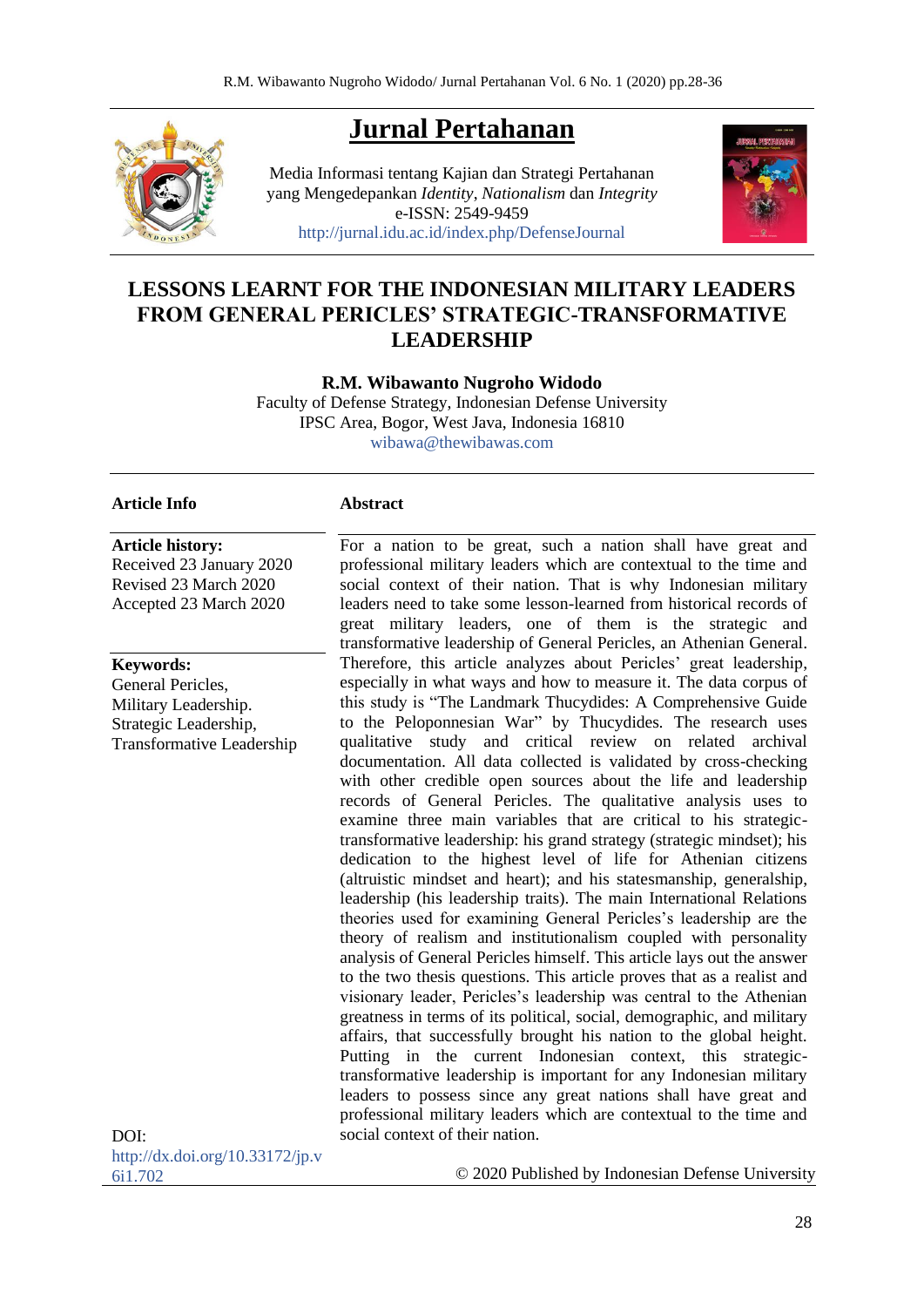# Jurnal Pertahanan

Media Informasi tentang Kajian dan Strategi Pertahanan yang Mengedepankan *Identity*, *Nationalism* dan *Integrity*
e-ISSN: 2549-9459
http://jurnal.idu.ac.id/index.php/DefenseJournal

## LESSONS LEARNT FOR THE INDONESIAN MILITARY LEADERS FROM GENERAL PERICLES' STRATEGIC-TRANSFORMATIVE LEADERSHIP

**R.M. Wibawanto Nugroho Widodo**
Faculty of Defense Strategy, Indonesian Defense University
IPSC Area, Bogor, West Java, Indonesia 16810
wibawa@thewibawas.com

**Article Info**

**Article history:**
Received 23 January 2020
Revised 23 March 2020
Accepted 23 March 2020

**Keywords:**
General Pericles,
Military Leadership.
Strategic Leadership,
Transformative Leadership

DOI:
http://dx.doi.org/10.33172/jp.v6i1.702

**Abstract**

For a nation to be great, such a nation shall have great and professional military leaders which are contextual to the time and social context of their nation. That is why Indonesian military leaders need to take some lesson-learned from historical records of great military leaders, one of them is the strategic and transformative leadership of General Pericles, an Athenian General. Therefore, this article analyzes about Pericles' great leadership, especially in what ways and how to measure it. The data corpus of this study is "The Landmark Thucydides: A Comprehensive Guide to the Peloponnesian War" by Thucydides. The research uses qualitative study and critical review on related archival documentation. All data collected is validated by cross-checking with other credible open sources about the life and leadership records of General Pericles. The qualitative analysis uses to examine three main variables that are critical to his strategic-transformative leadership: his grand strategy (strategic mindset); his dedication to the highest level of life for Athenian citizens (altruistic mindset and heart); and his statesmanship, generalship, leadership (his leadership traits). The main International Relations theories used for examining General Pericles's leadership are the theory of realism and institutionalism coupled with personality analysis of General Pericles himself. This article lays out the answer to the two thesis questions. This article proves that as a realist and visionary leader, Pericles's leadership was central to the Athenian greatness in terms of its political, social, demographic, and military affairs, that successfully brought his nation to the global height. Putting in the current Indonesian context, this strategic-transformative leadership is important for any Indonesian military leaders to possess since any great nations shall have great and professional military leaders which are contextual to the time and social context of their nation.

© 2020 Published by Indonesian Defense University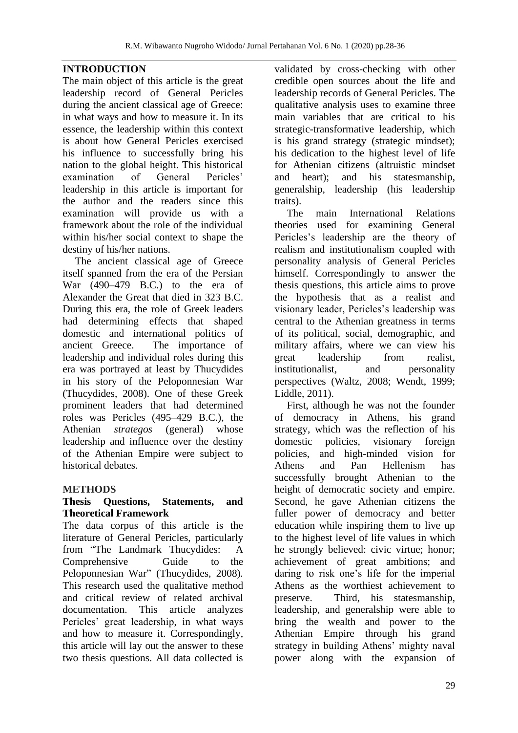## INTRODUCTION

The main object of this article is the great leadership record of General Pericles during the ancient classical age of Greece: in what ways and how to measure it. In its essence, the leadership within this context is about how General Pericles exercised his influence to successfully bring his nation to the global height. This historical examination of General Pericles' leadership in this article is important for the author and the readers since this examination will provide us with a framework about the role of the individual within his/her social context to shape the destiny of his/her nations.

The ancient classical age of Greece itself spanned from the era of the Persian War (490–479 B.C.) to the era of Alexander the Great that died in 323 B.C. During this era, the role of Greek leaders had determining effects that shaped domestic and international politics of ancient Greece. The importance of leadership and individual roles during this era was portrayed at least by Thucydides in his story of the Peloponnesian War (Thucydides, 2008). One of these Greek prominent leaders that had determined roles was Pericles (495–429 B.C.), the Athenian *strategos* (general) whose leadership and influence over the destiny of the Athenian Empire were subject to historical debates.

## METHODS

### Thesis Questions, Statements, and Theoretical Framework

The data corpus of this article is the literature of General Pericles, particularly from "The Landmark Thucydides: A Comprehensive Guide to the Peloponnesian War" (Thucydides, 2008). This research used the qualitative method and critical review of related archival documentation. This article analyzes Pericles' great leadership, in what ways and how to measure it. Correspondingly, this article will lay out the answer to these two thesis questions. All data collected is validated by cross-checking with other credible open sources about the life and leadership records of General Pericles. The qualitative analysis uses to examine three main variables that are critical to his strategic-transformative leadership, which is his grand strategy (strategic mindset); his dedication to the highest level of life for Athenian citizens (altruistic mindset and heart); and his statesmanship, generalship, leadership (his leadership traits).

The main International Relations theories used for examining General Pericles's leadership are the theory of realism and institutionalism coupled with personality analysis of General Pericles himself. Correspondingly to answer the thesis questions, this article aims to prove the hypothesis that as a realist and visionary leader, Pericles's leadership was central to the Athenian greatness in terms of its political, social, demographic, and military affairs, where we can view his great leadership from realist, institutionalist, and personality perspectives (Waltz, 2008; Wendt, 1999; Liddle, 2011).

First, although he was not the founder of democracy in Athens, his grand strategy, which was the reflection of his domestic policies, visionary foreign policies, and high-minded vision for Athens and Pan Hellenism has successfully brought Athenian to the height of democratic society and empire. Second, he gave Athenian citizens the fuller power of democracy and better education while inspiring them to live up to the highest level of life values in which he strongly believed: civic virtue; honor; achievement of great ambitions; and daring to risk one's life for the imperial Athens as the worthiest achievement to preserve. Third, his statesmanship, leadership, and generalship were able to bring the wealth and power to the Athenian Empire through his grand strategy in building Athens' mighty naval power along with the expansion of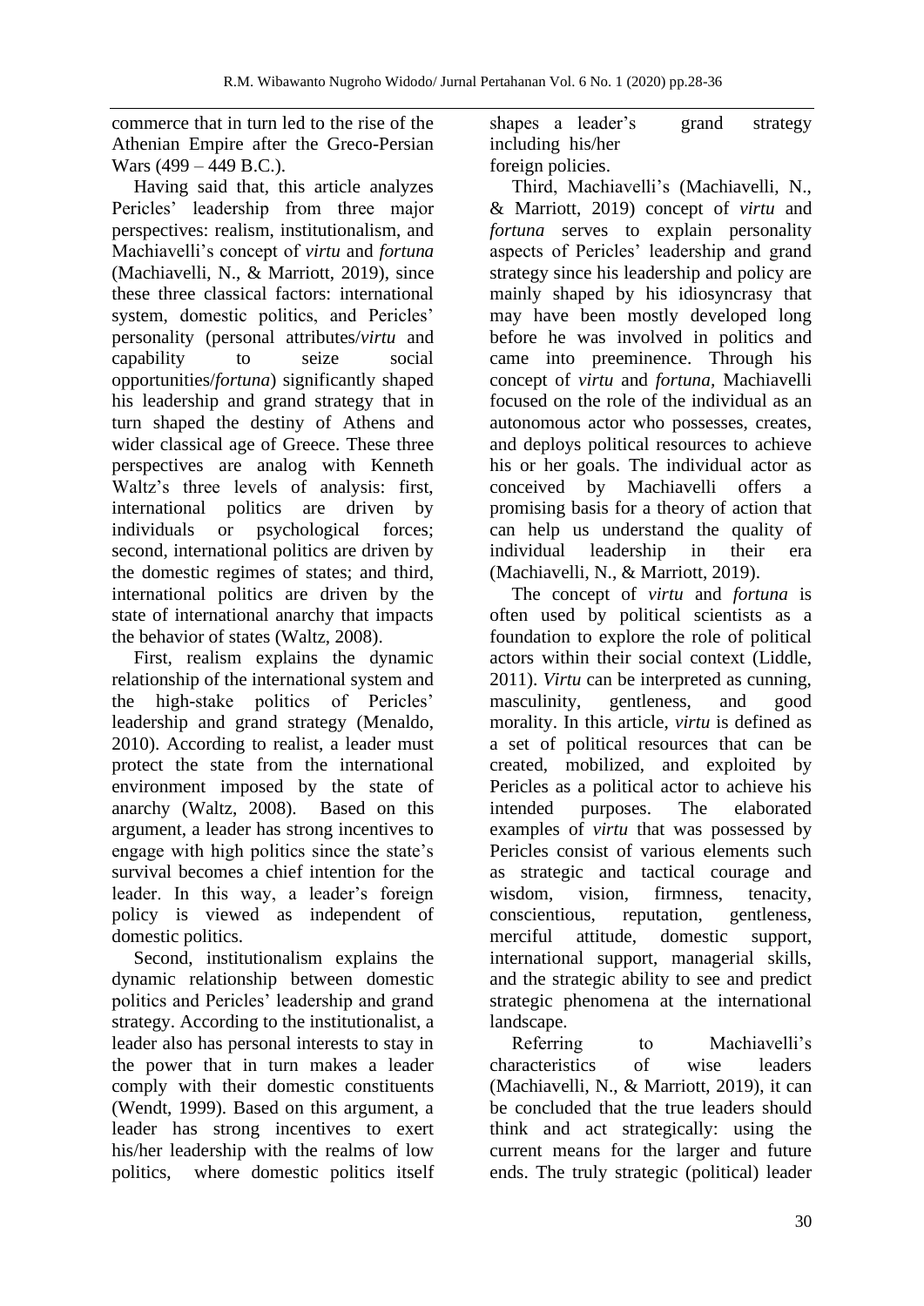commerce that in turn led to the rise of the Athenian Empire after the Greco-Persian Wars (499 – 449 B.C.).

Having said that, this article analyzes Pericles' leadership from three major perspectives: realism, institutionalism, and Machiavelli's concept of *virtu* and *fortuna* (Machiavelli, N., & Marriott, 2019), since these three classical factors: international system, domestic politics, and Pericles' personality (personal attributes/*virtu* and capability to seize social opportunities/*fortuna*) significantly shaped his leadership and grand strategy that in turn shaped the destiny of Athens and wider classical age of Greece. These three perspectives are analog with Kenneth Waltz's three levels of analysis: first, international politics are driven by individuals or psychological forces; second, international politics are driven by the domestic regimes of states; and third, international politics are driven by the state of international anarchy that impacts the behavior of states (Waltz, 2008).

First, realism explains the dynamic relationship of the international system and the high-stake politics of Pericles' leadership and grand strategy (Menaldo, 2010). According to realist, a leader must protect the state from the international environment imposed by the state of anarchy (Waltz, 2008). Based on this argument, a leader has strong incentives to engage with high politics since the state's survival becomes a chief intention for the leader. In this way, a leader's foreign policy is viewed as independent of domestic politics.

Second, institutionalism explains the dynamic relationship between domestic politics and Pericles' leadership and grand strategy. According to the institutionalist, a leader also has personal interests to stay in the power that in turn makes a leader comply with their domestic constituents (Wendt, 1999). Based on this argument, a leader has strong incentives to exert his/her leadership with the realms of low politics, where domestic politics itself shapes a leader's grand strategy including his/her foreign policies.

Third, Machiavelli's (Machiavelli, N., & Marriott, 2019) concept of *virtu* and *fortuna* serves to explain personality aspects of Pericles' leadership and grand strategy since his leadership and policy are mainly shaped by his idiosyncrasy that may have been mostly developed long before he was involved in politics and came into preeminence. Through his concept of *virtu* and *fortuna*, Machiavelli focused on the role of the individual as an autonomous actor who possesses, creates, and deploys political resources to achieve his or her goals. The individual actor as conceived by Machiavelli offers a promising basis for a theory of action that can help us understand the quality of individual leadership in their era (Machiavelli, N., & Marriott, 2019).

The concept of *virtu* and *fortuna* is often used by political scientists as a foundation to explore the role of political actors within their social context (Liddle, 2011). *Virtu* can be interpreted as cunning, masculinity, gentleness, and good morality. In this article, *virtu* is defined as a set of political resources that can be created, mobilized, and exploited by Pericles as a political actor to achieve his intended purposes. The elaborated examples of *virtu* that was possessed by Pericles consist of various elements such as strategic and tactical courage and wisdom, vision, firmness, tenacity, conscientious, reputation, gentleness, merciful attitude, domestic support, international support, managerial skills, and the strategic ability to see and predict strategic phenomena at the international landscape.

Referring to Machiavelli's characteristics of wise leaders (Machiavelli, N., & Marriott, 2019), it can be concluded that the true leaders should think and act strategically: using the current means for the larger and future ends. The truly strategic (political) leader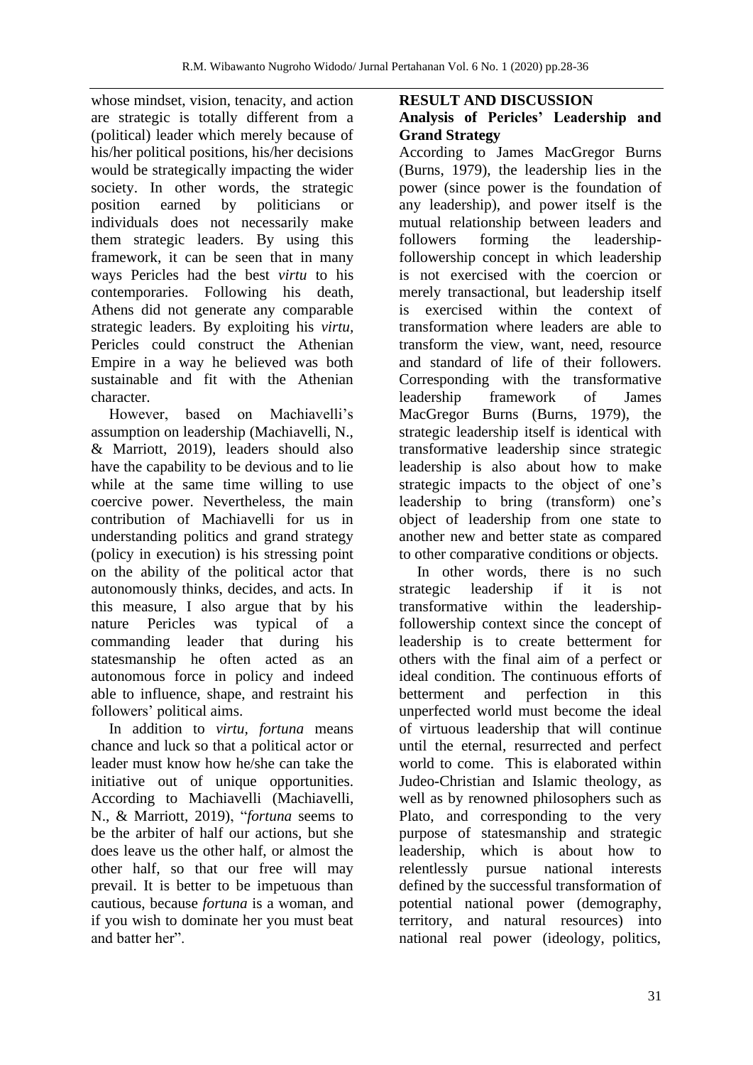whose mindset, vision, tenacity, and action are strategic is totally different from a (political) leader which merely because of his/her political positions, his/her decisions would be strategically impacting the wider society. In other words, the strategic position earned by politicians or individuals does not necessarily make them strategic leaders. By using this framework, it can be seen that in many ways Pericles had the best *virtu* to his contemporaries. Following his death, Athens did not generate any comparable strategic leaders. By exploiting his *virtu*, Pericles could construct the Athenian Empire in a way he believed was both sustainable and fit with the Athenian character.

However, based on Machiavelli's assumption on leadership (Machiavelli, N., & Marriott, 2019), leaders should also have the capability to be devious and to lie while at the same time willing to use coercive power. Nevertheless, the main contribution of Machiavelli for us in understanding politics and grand strategy (policy in execution) is his stressing point on the ability of the political actor that autonomously thinks, decides, and acts. In this measure, I also argue that by his nature Pericles was typical of a commanding leader that during his statesmanship he often acted as an autonomous force in policy and indeed able to influence, shape, and restraint his followers' political aims.

In addition to *virtu*, *fortuna* means chance and luck so that a political actor or leader must know how he/she can take the initiative out of unique opportunities. According to Machiavelli (Machiavelli, N., & Marriott, 2019), "*fortuna* seems to be the arbiter of half our actions, but she does leave us the other half, or almost the other half, so that our free will may prevail. It is better to be impetuous than cautious, because *fortuna* is a woman, and if you wish to dominate her you must beat and batter her".

## RESULT AND DISCUSSION

### Analysis of Pericles' Leadership and Grand Strategy

According to James MacGregor Burns (Burns, 1979), the leadership lies in the power (since power is the foundation of any leadership), and power itself is the mutual relationship between leaders and followers forming the leadership-followership concept in which leadership is not exercised with the coercion or merely transactional, but leadership itself is exercised within the context of transformation where leaders are able to transform the view, want, need, resource and standard of life of their followers. Corresponding with the transformative leadership framework of James MacGregor Burns (Burns, 1979), the strategic leadership itself is identical with transformative leadership since strategic leadership is also about how to make strategic impacts to the object of one's leadership to bring (transform) one's object of leadership from one state to another new and better state as compared to other comparative conditions or objects.

In other words, there is no such strategic leadership if it is not transformative within the leadership-followership context since the concept for leadership is to create betterment for others with the final aim of a perfect or ideal condition. The continuous efforts of betterment and perfection in this unperfected world must become the ideal of virtuous leadership that will continue until the eternal, resurrected and perfect world to come. This is elaborated within Judeo-Christian and Islamic theology, as well as by renowned philosophers such as Plato, and corresponding to the very purpose of statesmanship and strategic leadership, which is about how to relentlessly pursue national interests defined by the successful transformation of potential national power (demography, territory, and natural resources) into national real power (ideology, politics,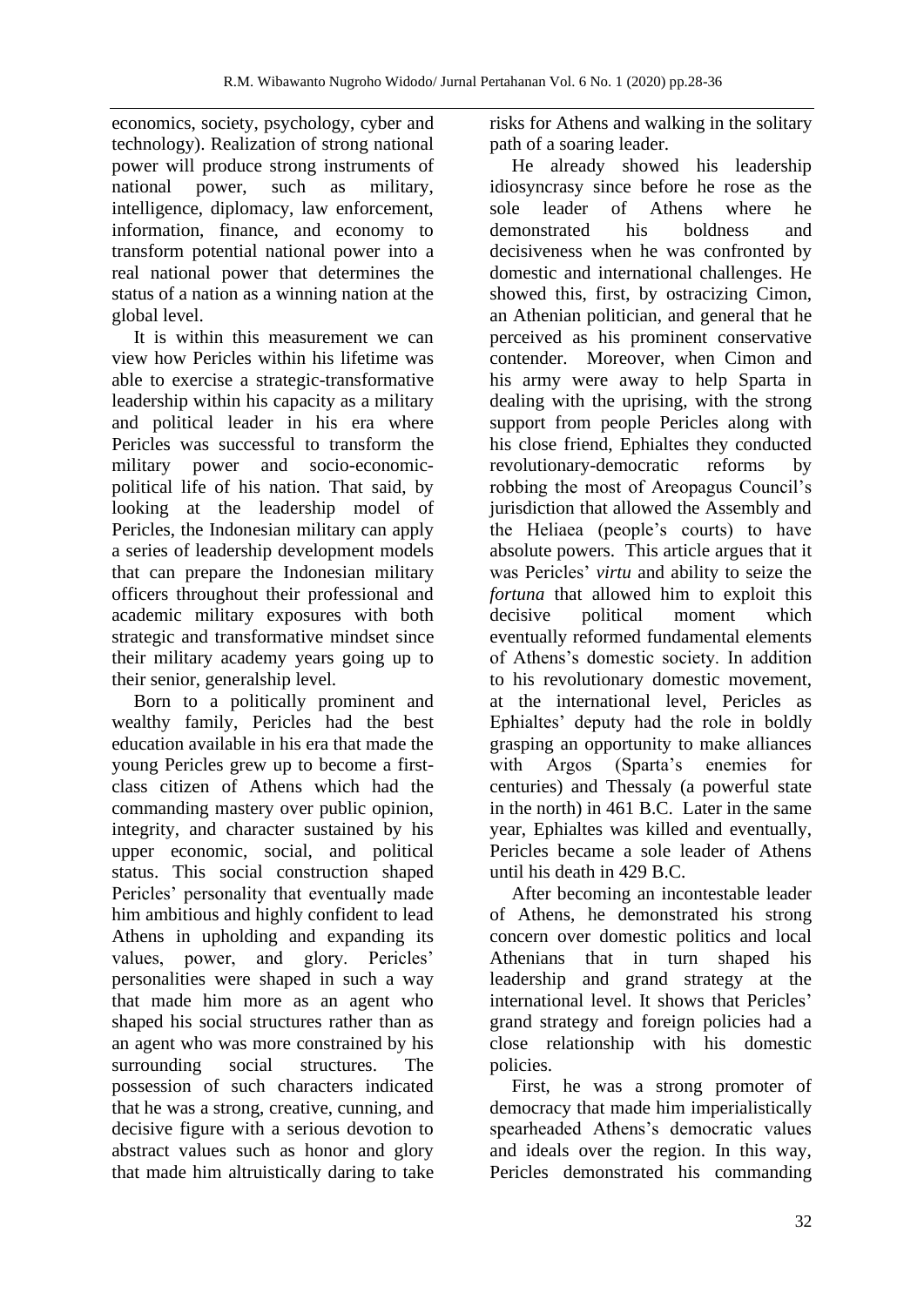economics, society, psychology, cyber and technology). Realization of strong national power will produce strong instruments of national power, such as military, intelligence, diplomacy, law enforcement, information, finance, and economy to transform potential national power into a real national power that determines the status of a nation as a winning nation at the global level.

It is within this measurement we can view how Pericles within his lifetime was able to exercise a strategic-transformative leadership within his capacity as a military and political leader in his era where Pericles was successful to transform the military power and socio-economic-political life of his nation. That said, by looking at the leadership model of Pericles, the Indonesian military can apply a series of leadership development models that can prepare the Indonesian military officers throughout their professional and academic military exposures with both strategic and transformative mindset since their military academy years going up to their senior, generalship level.

Born to a politically prominent and wealthy family, Pericles had the best education available in his era that made the young Pericles grew up to become a first-class citizen of Athens which had the commanding mastery over public opinion, integrity, and character sustained by his upper economic, social, and political status. This social construction shaped Pericles' personality that eventually made him ambitious and highly confident to lead Athens in upholding and expanding its values, power, and glory. Pericles' personalities were shaped in such a way that made him more as an agent who shaped his social structures rather than as an agent who was more constrained by his surrounding social structures. The possession of such characters indicated that he was a strong, creative, cunning, and decisive figure with a serious devotion to abstract values such as honor and glory that made him altruistically daring to take risks for Athens and walking in the solitary path of a soaring leader.

He already showed his leadership idiosyncrasy since before he rose as the sole leader of Athens where he demonstrated his boldness and decisiveness when he was confronted by domestic and international challenges. He showed this, first, by ostracizing Cimon, an Athenian politician, and general that he perceived as his prominent conservative contender. Moreover, when Cimon and his army were away to help Sparta in dealing with the uprising, with the strong support from people Pericles along with his close friend, Ephialtes they conducted revolutionary-democratic reforms by robbing the most of Areopagus Council's jurisdiction that allowed the Assembly and the Heliaea (people's courts) to have absolute powers. This article argues that it was Pericles' *virtu* and ability to seize the *fortuna* that allowed him to exploit this decisive political moment which eventually reformed fundamental elements of Athens's domestic society. In addition to his revolutionary domestic movement, at the international level, Pericles as Ephialtes' deputy had the role in boldly grasping an opportunity to make alliances with Argos (Sparta's enemies for centuries) and Thessaly (a powerful state in the north) in 461 B.C. Later in the same year, Ephialtes was killed and eventually, Pericles became a sole leader of Athens until his death in 429 B.C.

After becoming an incontestable leader of Athens, he demonstrated his strong concern over domestic politics and local Athenians that in turn shaped his leadership and grand strategy at the international level. It shows that Pericles' grand strategy and foreign policies had a close relationship with his domestic policies.

First, he was a strong promoter of democracy that made him imperialistically spearheaded Athens's democratic values and ideals over the region. In this way, Pericles demonstrated his commanding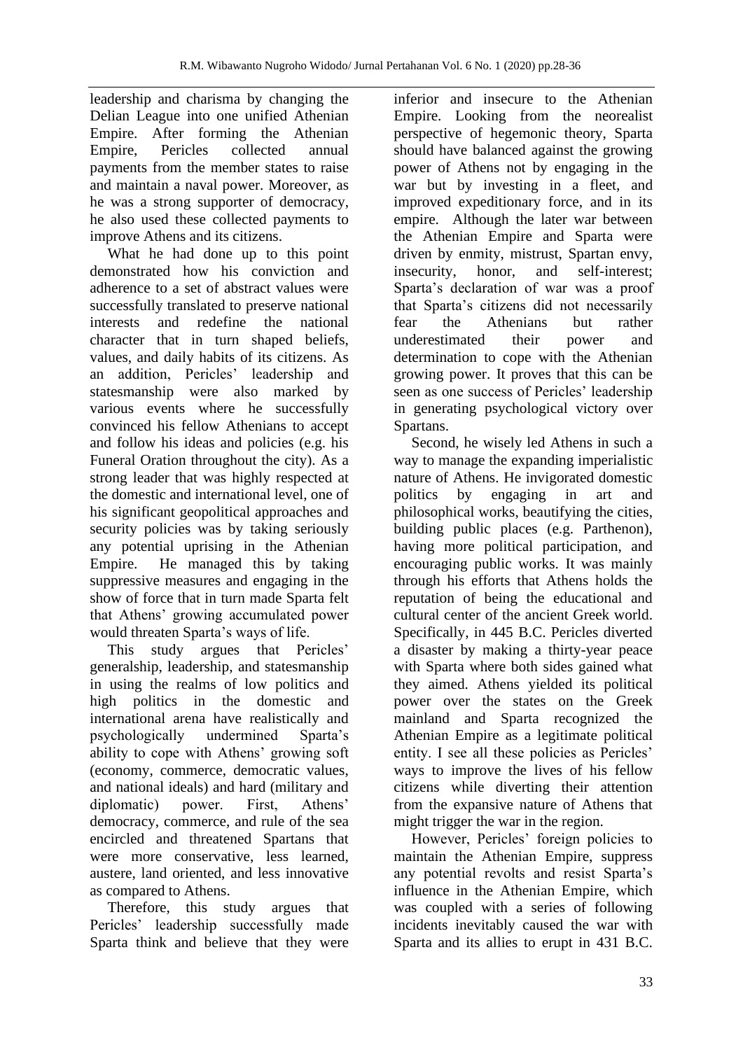leadership and charisma by changing the Delian League into one unified Athenian Empire. After forming the Athenian Empire, Pericles collected annual payments from the member states to raise and maintain a naval power. Moreover, as he was a strong supporter of democracy, he also used these collected payments to improve Athens and its citizens.

What he had done up to this point demonstrated how his conviction and adherence to a set of abstract values were successfully translated to preserve national interests and redefine the national character that in turn shaped beliefs, values, and daily habits of its citizens. As an addition, Pericles' leadership and statesmanship were also marked by various events where he successfully convinced his fellow Athenians to accept and follow his ideas and policies (e.g. his Funeral Oration throughout the city). As a strong leader that was highly respected at the domestic and international level, one of his significant geopolitical approaches and security policies was by taking seriously any potential uprising in the Athenian Empire. He managed this by taking suppressive measures and engaging in the show of force that in turn made Sparta felt that Athens' growing accumulated power would threaten Sparta's ways of life.

This study argues that Pericles' generalship, leadership, and statesmanship in using the realms of low politics and high politics in the domestic and international arena have realistically and psychologically undermined Sparta's ability to cope with Athens' growing soft (economy, commerce, democratic values, and national ideals) and hard (military and diplomatic) power. First, Athens' democracy, commerce, and rule of the sea encircled and threatened Spartans that were more conservative, less learned, austere, land oriented, and less innovative as compared to Athens.

Therefore, this study argues that Pericles' leadership successfully made Sparta think and believe that they were inferior and insecure to the Athenian Empire. Looking from the neorealist perspective of hegemonic theory, Sparta should have balanced against the growing power of Athens not by engaging in the war but by investing in a fleet, and improved expeditionary force, and in its empire. Although the later war between the Athenian Empire and Sparta were driven by enmity, mistrust, Spartan envy, insecurity, honor, and self-interest; Sparta's declaration of war was a proof that Sparta's citizens did not necessarily fear the Athenians but rather underestimated their power and determination to cope with the Athenian growing power. It proves that this can be seen as one success of Pericles' leadership in generating psychological victory over Spartans.

Second, he wisely led Athens in such a way to manage the expanding imperialistic nature of Athens. He invigorated domestic politics by engaging in art and philosophical works, beautifying the cities, building public places (e.g. Parthenon), having more political participation, and encouraging public works. It was mainly through his efforts that Athens holds the reputation of being the educational and cultural center of the ancient Greek world. Specifically, in 445 B.C. Pericles diverted a disaster by making a thirty-year peace with Sparta where both sides gained what they aimed. Athens yielded its political power over the states on the Greek mainland and Sparta recognized the Athenian Empire as a legitimate political entity. I see all these policies as Pericles' ways to improve the lives of his fellow citizens while diverting their attention from the expansive nature of Athens that might trigger the war in the region.

However, Pericles' foreign policies to maintain the Athenian Empire, suppress any potential revolts and resist Sparta's influence in the Athenian Empire, which was coupled with a series of following incidents inevitably caused the war with Sparta and its allies to erupt in 431 B.C.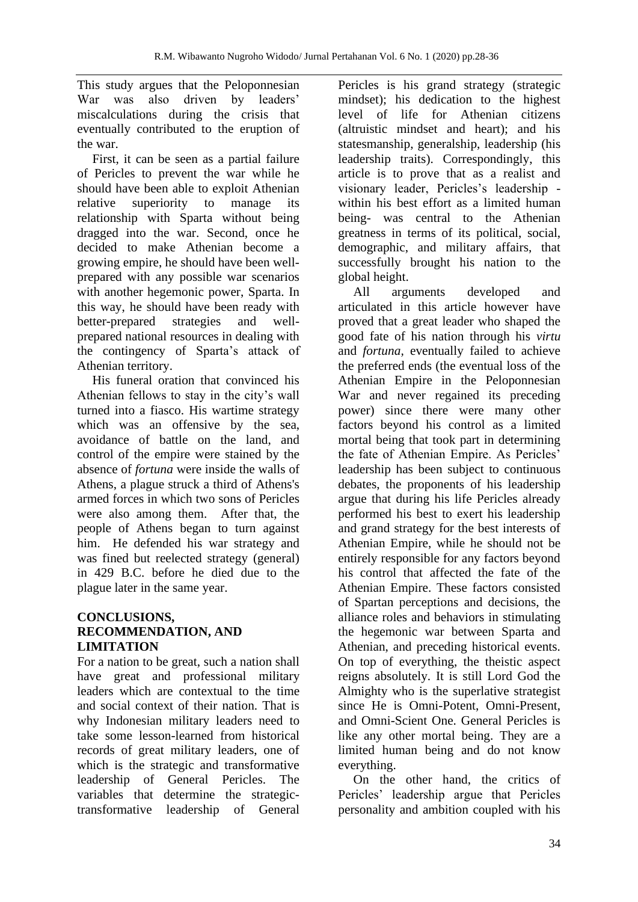This study argues that the Peloponnesian War was also driven by leaders' miscalculations during the crisis that eventually contributed to the eruption of the war.

First, it can be seen as a partial failure of Pericles to prevent the war while he should have been able to exploit Athenian relative superiority to manage its relationship with Sparta without being dragged into the war. Second, once he decided to make Athenian become a growing empire, he should have been well-prepared with any possible war scenarios with another hegemonic power, Sparta. In this way, he should have been ready with better-prepared strategies and well-prepared national resources in dealing with the contingency of Sparta's attack of Athenian territory.

His funeral oration that convinced his Athenian fellows to stay in the city's wall turned into a fiasco. His wartime strategy which was an offensive by the sea, avoidance of battle on the land, and control of the empire were stained by the absence of *fortuna* were inside the walls of Athens, a plague struck a third of Athens's armed forces in which two sons of Pericles were also among them. After that, the people of Athens began to turn against him. He defended his war strategy and was fined but reelected strategy (general) in 429 B.C. before he died due to the plague later in the same year.

## CONCLUSIONS, RECOMMENDATION, AND LIMITATION

For a nation to be great, such a nation shall have great and professional military leaders which are contextual to the time and social context of their nation. That is why Indonesian military leaders need to take some lesson-learned from historical records of great military leaders, one of which is the strategic and transformative leadership of General Pericles. The variables that determine the strategic-transformative leadership of General Pericles is his grand strategy (strategic mindset); his dedication to the highest level of life for Athenian citizens (altruistic mindset and heart); and his statesmanship, generalship, leadership (his leadership traits). Correspondingly, this article is to prove that as a realist and visionary leader, Pericles's leadership - within his best effort as a limited human being- was central to the Athenian greatness in terms of its political, social, demographic, and military affairs, that successfully brought his nation to the global height.

All arguments developed and articulated in this article however have proved that a great leader who shaped the good fate of his nation through his *virtu* and *fortuna*, eventually failed to achieve the preferred ends (the eventual loss of the Athenian Empire in the Peloponnesian War and never regained its preceding power) since there were many other factors beyond his control as a limited mortal being that took part in determining the fate of Athenian Empire. As Pericles' leadership has been subject to continuous debates, the proponents of his leadership argue that during his life Pericles already performed his best to exert his leadership and grand strategy for the best interests of Athenian Empire, while he should not be entirely responsible for any factors beyond his control that affected the fate of the Athenian Empire. These factors consisted of Spartan perceptions and decisions, the alliance roles and behaviors in stimulating the hegemonic war between Sparta and Athenian, and preceding historical events. On top of everything, the theistic aspect reigns absolutely. It is still Lord God the Almighty who is the superlative strategist since He is Omni-Potent, Omni-Present, and Omni-Scient One. General Pericles is like any other mortal being. They are a limited human being and do not know everything.

On the other hand, the critics of Pericles' leadership argue that Pericles personality and ambition coupled with his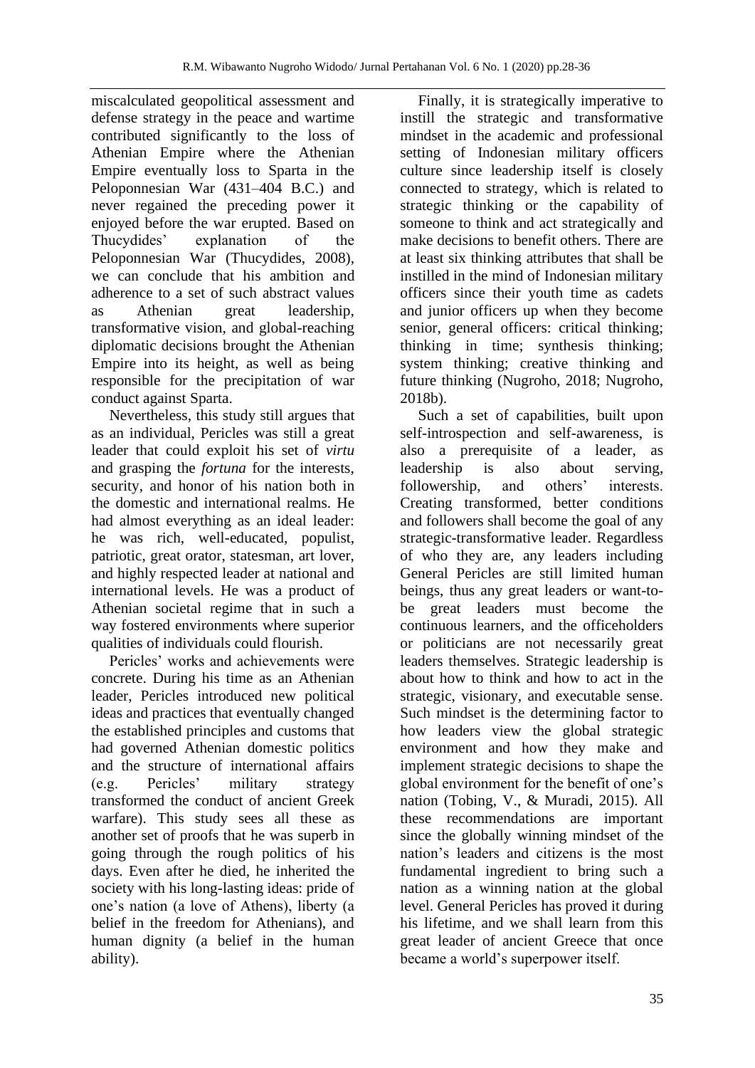miscalculated geopolitical assessment and defense strategy in the peace and wartime contributed significantly to the loss of Athenian Empire where the Athenian Empire eventually loss to Sparta in the Peloponnesian War (431–404 B.C.) and never regained the preceding power it enjoyed before the war erupted. Based on Thucydides' explanation of the Peloponnesian War (Thucydides, 2008), we can conclude that his ambition and adherence to a set of such abstract values as Athenian great leadership, transformative vision, and global-reaching diplomatic decisions brought the Athenian Empire into its height, as well as being responsible for the precipitation of war conduct against Sparta.

Nevertheless, this study still argues that as an individual, Pericles was still a great leader that could exploit his set of *virtu* and grasping the *fortuna* for the interests, security, and honor of his nation both in the domestic and international realms. He had almost everything as an ideal leader: he was rich, well-educated, populist, patriotic, great orator, statesman, art lover, and highly respected leader at national and international levels. He was a product of Athenian societal regime that in such a way fostered environments where superior qualities of individuals could flourish.

Pericles' works and achievements were concrete. During his time as an Athenian leader, Pericles introduced new political ideas and practices that eventually changed the established principles and customs that had governed Athenian domestic politics and the structure of international affairs (e.g. Pericles' military strategy transformed the conduct of ancient Greek warfare). This study sees all these as another set of proofs that he was superb in going through the rough politics of his days. Even after he died, he inherited the society with his long-lasting ideas: pride of one's nation (a love of Athens), liberty (a belief in the freedom for Athenians), and human dignity (a belief in the human ability).

Finally, it is strategically imperative to instill the strategic and transformative mindset in the academic and professional setting of Indonesian military officers culture since leadership itself is closely connected to strategy, which is related to strategic thinking or the capability of someone to think and act strategically and make decisions to benefit others. There are at least six thinking attributes that shall be instilled in the mind of Indonesian military officers since their youth time as cadets and junior officers up when they become senior, general officers: critical thinking; thinking in time; synthesis thinking; system thinking; creative thinking and future thinking (Nugroho, 2018; Nugroho, 2018b).

Such a set of capabilities, built upon self-introspection and self-awareness, is also a prerequisite of a leader, as leadership is also about serving, followership, and others' interests. Creating transformed, better conditions and followers shall become the goal of any strategic-transformative leader. Regardless of who they are, any leaders including General Pericles are still limited human beings, thus any great leaders or want-to-be great leaders must become the continuous learners, and the officeholders or politicians are not necessarily great leaders themselves. Strategic leadership is about how to think and how to act in the strategic, visionary, and executable sense. Such mindset is the determining factor to how leaders view the global strategic environment and how they make and implement strategic decisions to shape the global environment for the benefit of one's nation (Tobing, V., & Muradi, 2015). All these recommendations are important since the globally winning mindset of the nation's leaders and citizens is the most fundamental ingredient to bring such a nation as a winning nation at the global level. General Pericles has proved it during his lifetime, and we shall learn from this great leader of ancient Greece that once became a world's superpower itself.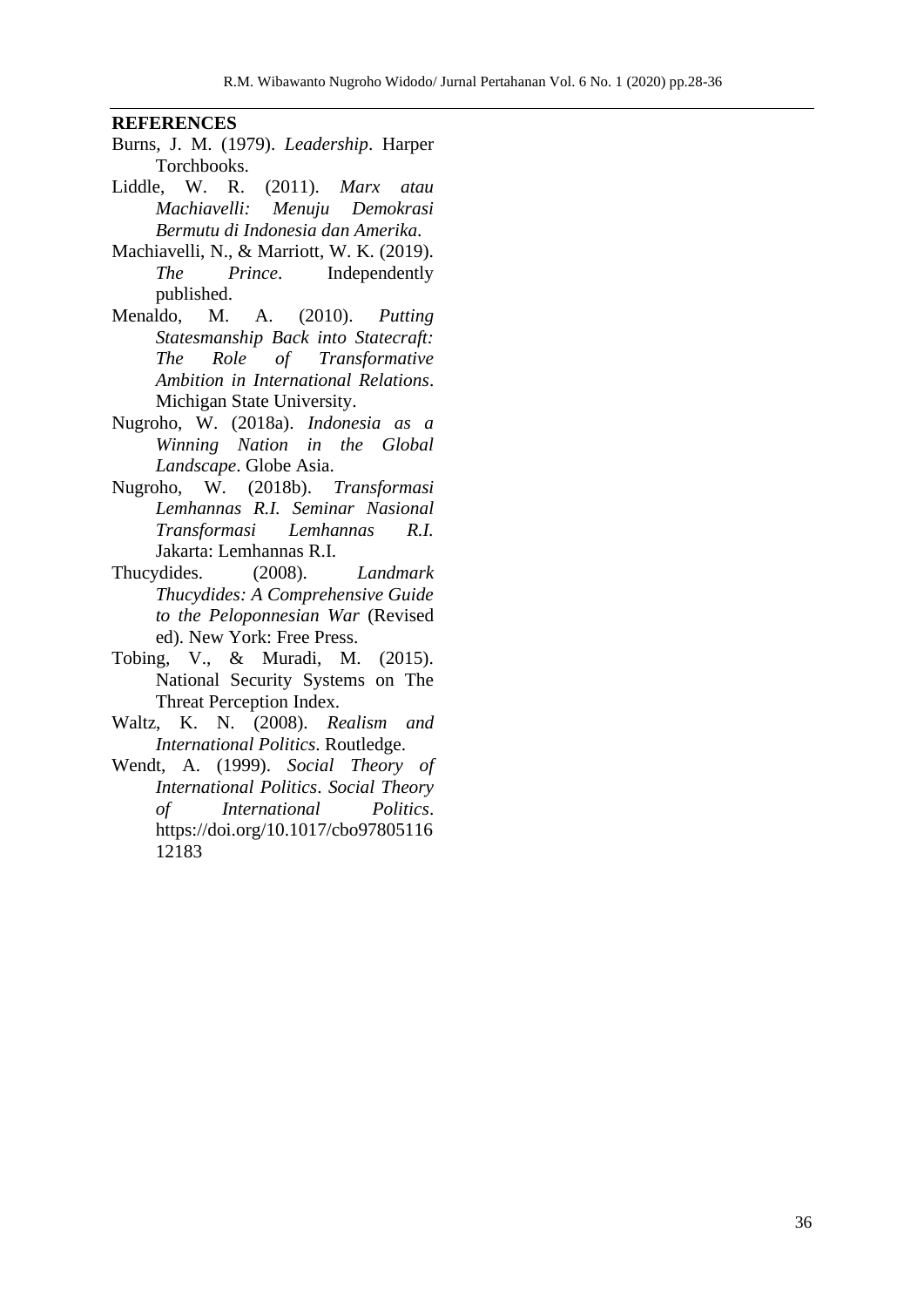## REFERENCES

Burns, J. M. (1979). *Leadership*. Harper Torchbooks.

Liddle, W. R. (2011). *Marx atau Machiavelli: Menuju Demokrasi Bermutu di Indonesia dan Amerika*.

Machiavelli, N., & Marriott, W. K. (2019). *The Prince*. Independently published.

Menaldo, M. A. (2010). *Putting Statesmanship Back into Statecraft: The Role of Transformative Ambition in International Relations*. Michigan State University.

Nugroho, W. (2018a). *Indonesia as a Winning Nation in the Global Landscape*. Globe Asia.

Nugroho, W. (2018b). *Transformasi Lemhannas R.I. Seminar Nasional Transformasi Lemhannas R.I.* Jakarta: Lemhannas R.I.

Thucydides. (2008). *Landmark Thucydides: A Comprehensive Guide to the Peloponnesian War* (Revised ed). New York: Free Press.

Tobing, V., & Muradi, M. (2015). National Security Systems on The Threat Perception Index.

Waltz, K. N. (2008). *Realism and International Politics*. Routledge.

Wendt, A. (1999). *Social Theory of International Politics*. *Social Theory of International Politics*. https://doi.org/10.1017/cbo9780511612183